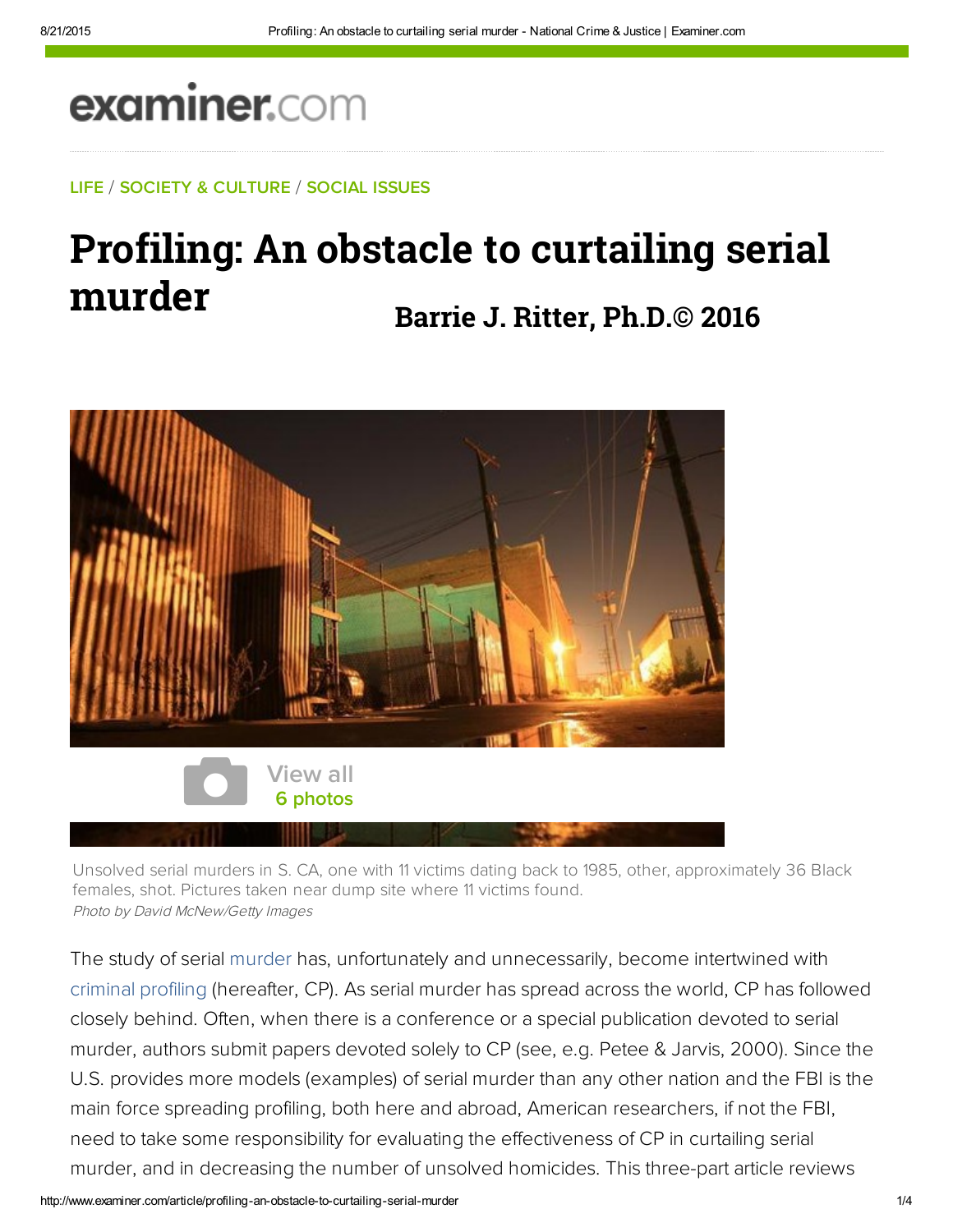examiner.com

LIFE / SOCIETY & CULTURE / SOCIAL ISSUES

# Profiling: An obstacle to curtailing serial murder

**Barrie J. Ritter, Ph.D.© 2016**

View all 6 photos

Unsolved serial murders in S. CA, one with 11 victims dating back to 1985, other, approximately 36 Black females, shot. Pictures taken near dump site where 11 victims found.
*Photo by David McNew/Getty Images*

The study of serial murder has, unfortunately and unnecessarily, become intertwined with criminal profiling (hereafter, CP). As serial murder has spread across the world, CP has followed closely behind. Often, when there is a conference or a special publication devoted to serial murder, authors submit papers devoted solely to CP (see, e.g. Petee & Jarvis, 2000). Since the U.S. provides more models (examples) of serial murder than any other nation and the FBI is the main force spreading profiling, both here and abroad, American researchers, if not the FBI, need to take some responsibility for evaluating the effectiveness of CP in curtailing serial murder, and in decreasing the number of unsolved homicides. This three-part article reviews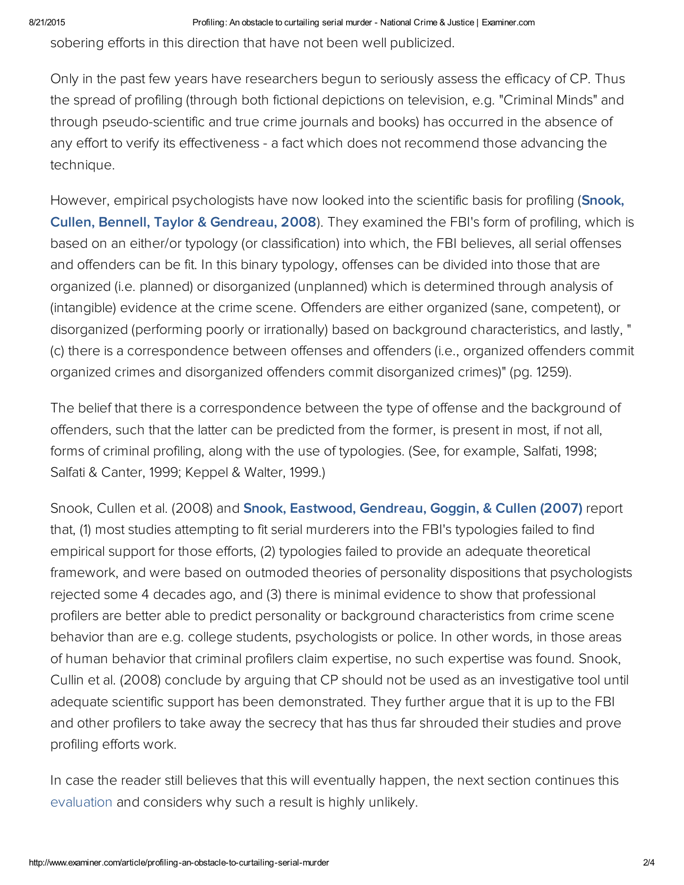sobering efforts in this direction that have not been well publicized.

Only in the past few years have researchers begun to seriously assess the efficacy of CP. Thus the spread of profiling (through both fictional depictions on television, e.g. "Criminal Minds" and through pseudo-scientific and true crime journals and books) has occurred in the absence of any effort to verify its effectiveness - a fact which does not recommend those advancing the technique.

However, empirical psychologists have now looked into the scientific basis for profiling (**Snook, Cullen, Bennell, Taylor & Gendreau, 2008**). They examined the FBI's form of profiling, which is based on an either/or typology (or classification) into which, the FBI believes, all serial offenses and offenders can be fit. In this binary typology, offenses can be divided into those that are organized (i.e. planned) or disorganized (unplanned) which is determined through analysis of (intangible) evidence at the crime scene. Offenders are either organized (sane, competent), or disorganized (performing poorly or irrationally) based on background characteristics, and lastly, "(c) there is a correspondence between offenses and offenders (i.e., organized offenders commit organized crimes and disorganized offenders commit disorganized crimes)" (pg. 1259).

The belief that there is a correspondence between the type of offense and the background of offenders, such that the latter can be predicted from the former, is present in most, if not all, forms of criminal profiling, along with the use of typologies. (See, for example, Salfati, 1998; Salfati & Canter, 1999; Keppel & Walter, 1999.)

Snook, Cullen et al. (2008) and **Snook, Eastwood, Gendreau, Goggin, & Cullen (2007)** report that, (1) most studies attempting to fit serial murderers into the FBI's typologies failed to find empirical support for those efforts, (2) typologies failed to provide an adequate theoretical framework, and were based on outmoded theories of personality dispositions that psychologists rejected some 4 decades ago, and (3) there is minimal evidence to show that professional profilers are better able to predict personality or background characteristics from crime scene behavior than are e.g. college students, psychologists or police. In other words, in those areas of human behavior that criminal profilers claim expertise, no such expertise was found. Snook, Cullin et al. (2008) conclude by arguing that CP should not be used as an investigative tool until adequate scientific support has been demonstrated. They further argue that it is up to the FBI and other profilers to take away the secrecy that has thus far shrouded their studies and prove profiling efforts work.

In case the reader still believes that this will eventually happen, the next section continues this evaluation and considers why such a result is highly unlikely.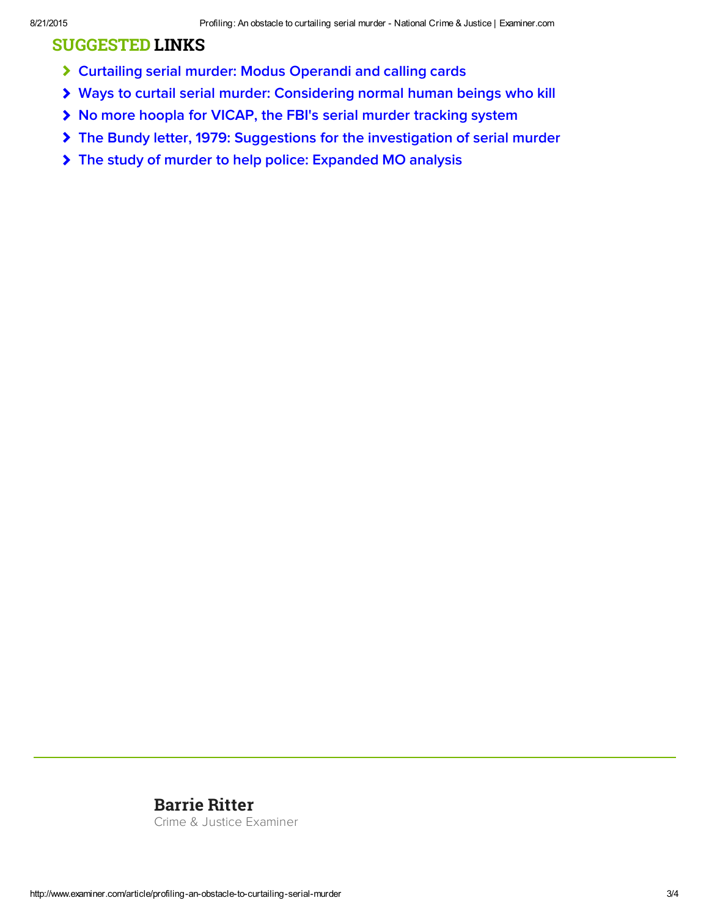## SUGGESTED LINKS

- Curtailing serial murder: Modus Operandi and calling cards
- Ways to curtail serial murder: Considering normal human beings who kill
- No more hoopla for VICAP, the FBI's serial murder tracking system
- The Bundy letter, 1979: Suggestions for the investigation of serial murder
- The study of murder to help police: Expanded MO analysis

---

**Barrie Ritter**
Crime & Justice Examiner